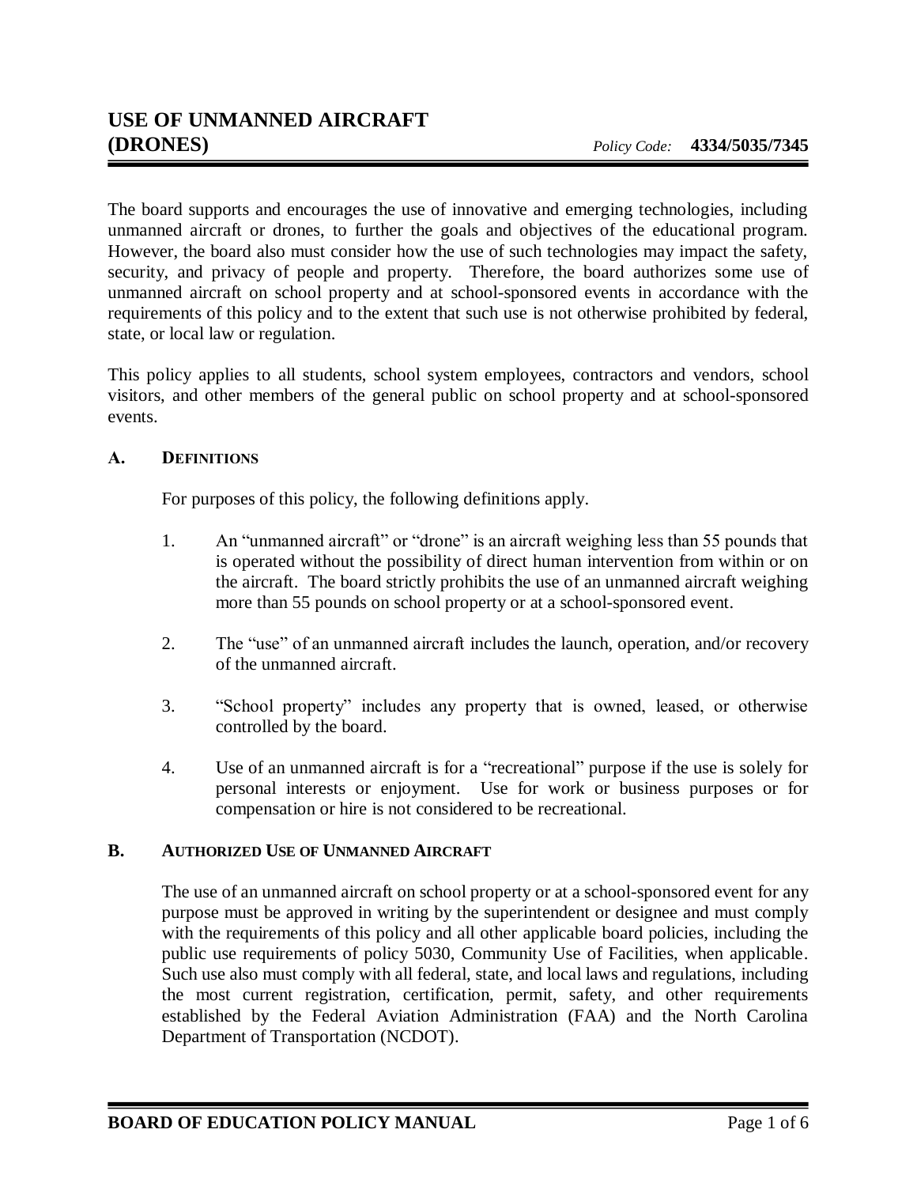# USE OF UNMANNED AIRCRAFT (DRONES)

*Policy Code:* **4334/5035/7345**

The board supports and encourages the use of innovative and emerging technologies, including unmanned aircraft or drones, to further the goals and objectives of the educational program. However, the board also must consider how the use of such technologies may impact the safety, security, and privacy of people and property. Therefore, the board authorizes some use of unmanned aircraft on school property and at school-sponsored events in accordance with the requirements of this policy and to the extent that such use is not otherwise prohibited by federal, state, or local law or regulation.

This policy applies to all students, school system employees, contractors and vendors, school visitors, and other members of the general public on school property and at school-sponsored events.

## A. DEFINITIONS

For purposes of this policy, the following definitions apply.

1. An "unmanned aircraft" or "drone" is an aircraft weighing less than 55 pounds that is operated without the possibility of direct human intervention from within or on the aircraft. The board strictly prohibits the use of an unmanned aircraft weighing more than 55 pounds on school property or at a school-sponsored event.
2. The "use" of an unmanned aircraft includes the launch, operation, and/or recovery of the unmanned aircraft.
3. "School property" includes any property that is owned, leased, or otherwise controlled by the board.
4. Use of an unmanned aircraft is for a "recreational" purpose if the use is solely for personal interests or enjoyment. Use for work or business purposes or for compensation or hire is not considered to be recreational.

## B. AUTHORIZED USE OF UNMANNED AIRCRAFT

The use of an unmanned aircraft on school property or at a school-sponsored event for any purpose must be approved in writing by the superintendent or designee and must comply with the requirements of this policy and all other applicable board policies, including the public use requirements of policy 5030, Community Use of Facilities, when applicable. Such use also must comply with all federal, state, and local laws and regulations, including the most current registration, certification, permit, safety, and other requirements established by the Federal Aviation Administration (FAA) and the North Carolina Department of Transportation (NCDOT).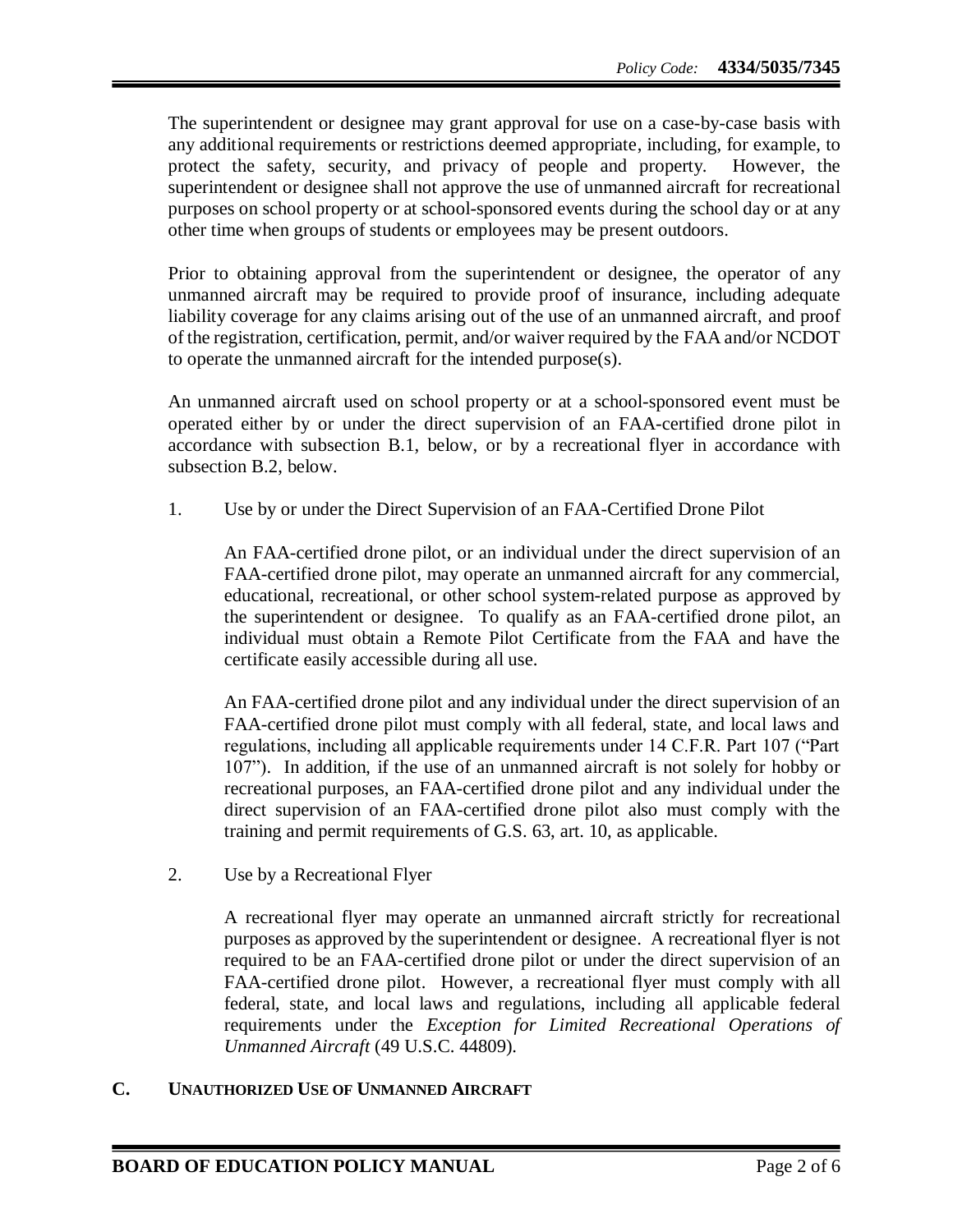The superintendent or designee may grant approval for use on a case-by-case basis with any additional requirements or restrictions deemed appropriate, including, for example, to protect the safety, security, and privacy of people and property. However, the superintendent or designee shall not approve the use of unmanned aircraft for recreational purposes on school property or at school-sponsored events during the school day or at any other time when groups of students or employees may be present outdoors.

Prior to obtaining approval from the superintendent or designee, the operator of any unmanned aircraft may be required to provide proof of insurance, including adequate liability coverage for any claims arising out of the use of an unmanned aircraft, and proof of the registration, certification, permit, and/or waiver required by the FAA and/or NCDOT to operate the unmanned aircraft for the intended purpose(s).

An unmanned aircraft used on school property or at a school-sponsored event must be operated either by or under the direct supervision of an FAA-certified drone pilot in accordance with subsection B.1, below, or by a recreational flyer in accordance with subsection B.2, below.

1. Use by or under the Direct Supervision of an FAA-Certified Drone Pilot

   An FAA-certified drone pilot, or an individual under the direct supervision of an FAA-certified drone pilot, may operate an unmanned aircraft for any commercial, educational, recreational, or other school system-related purpose as approved by the superintendent or designee. To qualify as an FAA-certified drone pilot, an individual must obtain a Remote Pilot Certificate from the FAA and have the certificate easily accessible during all use.

   An FAA-certified drone pilot and any individual under the direct supervision of an FAA-certified drone pilot must comply with all federal, state, and local laws and regulations, including all applicable requirements under 14 C.F.R. Part 107 ("Part 107"). In addition, if the use of an unmanned aircraft is not solely for hobby or recreational purposes, an FAA-certified drone pilot and any individual under the direct supervision of an FAA-certified drone pilot also must comply with the training and permit requirements of G.S. 63, art. 10, as applicable.

2. Use by a Recreational Flyer

   A recreational flyer may operate an unmanned aircraft strictly for recreational purposes as approved by the superintendent or designee. A recreational flyer is not required to be an FAA-certified drone pilot or under the direct supervision of an FAA-certified drone pilot. However, a recreational flyer must comply with all federal, state, and local laws and regulations, including all applicable federal requirements under the *Exception for Limited Recreational Operations of Unmanned Aircraft* (49 U.S.C. 44809).

## C. UNAUTHORIZED USE OF UNMANNED AIRCRAFT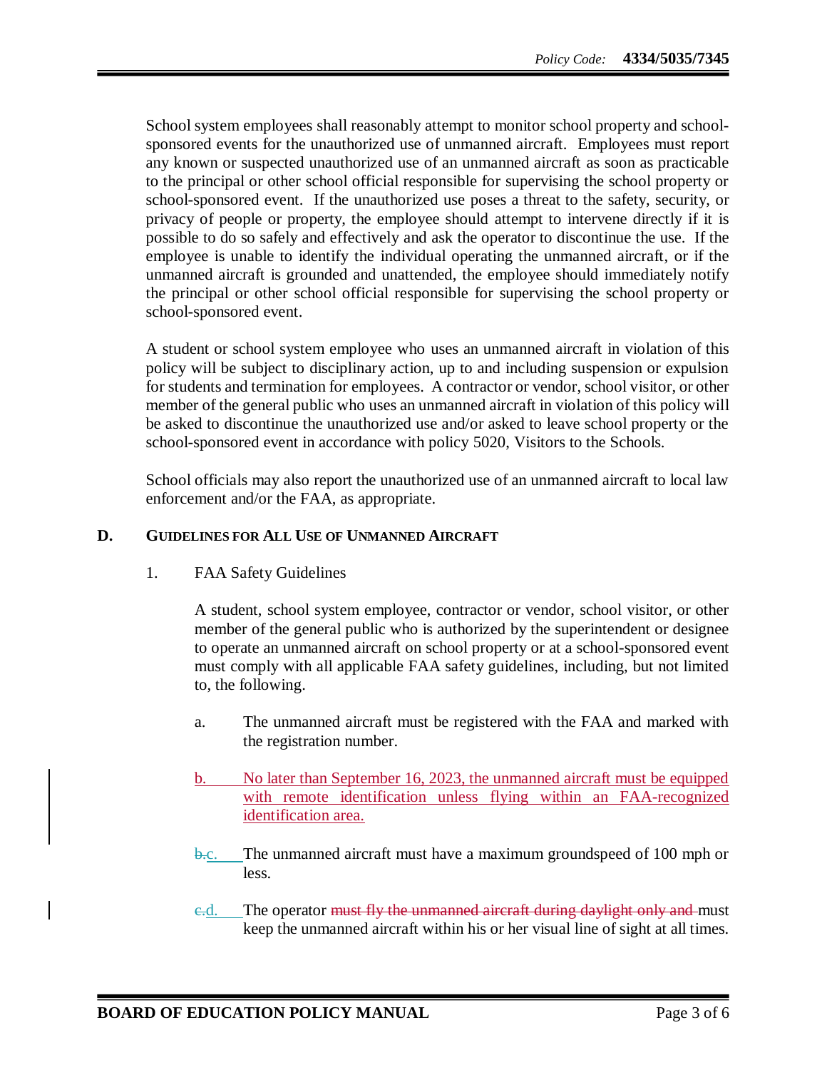School system employees shall reasonably attempt to monitor school property and school-sponsored events for the unauthorized use of unmanned aircraft. Employees must report any known or suspected unauthorized use of an unmanned aircraft as soon as practicable to the principal or other school official responsible for supervising the school property or school-sponsored event. If the unauthorized use poses a threat to the safety, security, or privacy of people or property, the employee should attempt to intervene directly if it is possible to do so safely and effectively and ask the operator to discontinue the use. If the employee is unable to identify the individual operating the unmanned aircraft, or if the unmanned aircraft is grounded and unattended, the employee should immediately notify the principal or other school official responsible for supervising the school property or school-sponsored event.

A student or school system employee who uses an unmanned aircraft in violation of this policy will be subject to disciplinary action, up to and including suspension or expulsion for students and termination for employees. A contractor or vendor, school visitor, or other member of the general public who uses an unmanned aircraft in violation of this policy will be asked to discontinue the unauthorized use and/or asked to leave school property or the school-sponsored event in accordance with policy 5020, Visitors to the Schools.

School officials may also report the unauthorized use of an unmanned aircraft to local law enforcement and/or the FAA, as appropriate.

## D. Guidelines for All Use of Unmanned Aircraft

1. FAA Safety Guidelines

   A student, school system employee, contractor or vendor, school visitor, or other member of the general public who is authorized by the superintendent or designee to operate an unmanned aircraft on school property or at a school-sponsored event must comply with all applicable FAA safety guidelines, including, but not limited to, the following.

   a. The unmanned aircraft must be registered with the FAA and marked with the registration number.

   b. No later than September 16, 2023, the unmanned aircraft must be equipped with remote identification unless flying within an FAA-recognized identification area.

   ~~b.~~c. The unmanned aircraft must have a maximum groundspeed of 100 mph or less.

   ~~c.~~d. The operator ~~must fly the unmanned aircraft during daylight only and~~ must keep the unmanned aircraft within his or her visual line of sight at all times.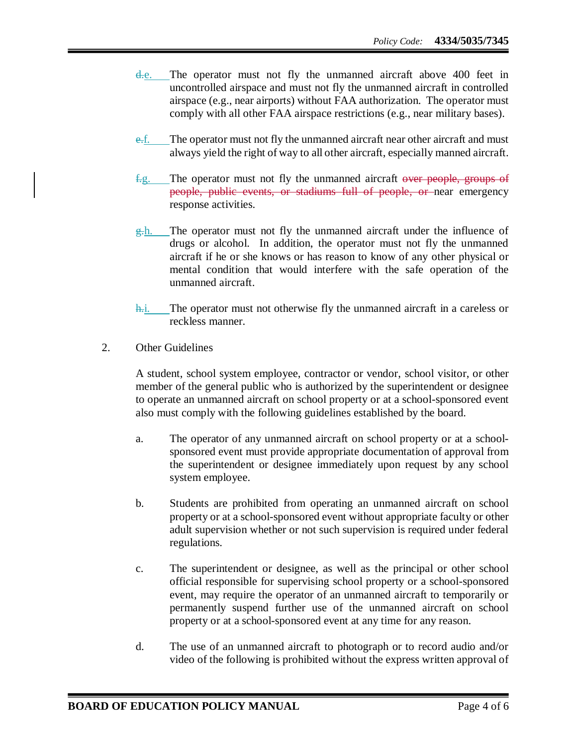~~d.~~e. The operator must not fly the unmanned aircraft above 400 feet in uncontrolled airspace and must not fly the unmanned aircraft in controlled airspace (e.g., near airports) without FAA authorization. The operator must comply with all other FAA airspace restrictions (e.g., near military bases).

~~e.~~f. The operator must not fly the unmanned aircraft near other aircraft and must always yield the right of way to all other aircraft, especially manned aircraft.

~~f.~~g. The operator must not fly the unmanned aircraft ~~over people, groups of people, public events, or stadiums full of people, or~~ near emergency response activities.

~~g.~~h. The operator must not fly the unmanned aircraft under the influence of drugs or alcohol. In addition, the operator must not fly the unmanned aircraft if he or she knows or has reason to know of any other physical or mental condition that would interfere with the safe operation of the unmanned aircraft.

~~h.~~i. The operator must not otherwise fly the unmanned aircraft in a careless or reckless manner.

2. Other Guidelines

A student, school system employee, contractor or vendor, school visitor, or other member of the general public who is authorized by the superintendent or designee to operate an unmanned aircraft on school property or at a school-sponsored event also must comply with the following guidelines established by the board.

a. The operator of any unmanned aircraft on school property or at a school-sponsored event must provide appropriate documentation of approval from the superintendent or designee immediately upon request by any school system employee.

b. Students are prohibited from operating an unmanned aircraft on school property or at a school-sponsored event without appropriate faculty or other adult supervision whether or not such supervision is required under federal regulations.

c. The superintendent or designee, as well as the principal or other school official responsible for supervising school property or a school-sponsored event, may require the operator of an unmanned aircraft to temporarily or permanently suspend further use of the unmanned aircraft on school property or at a school-sponsored event at any time for any reason.

d. The use of an unmanned aircraft to photograph or to record audio and/or video of the following is prohibited without the express written approval of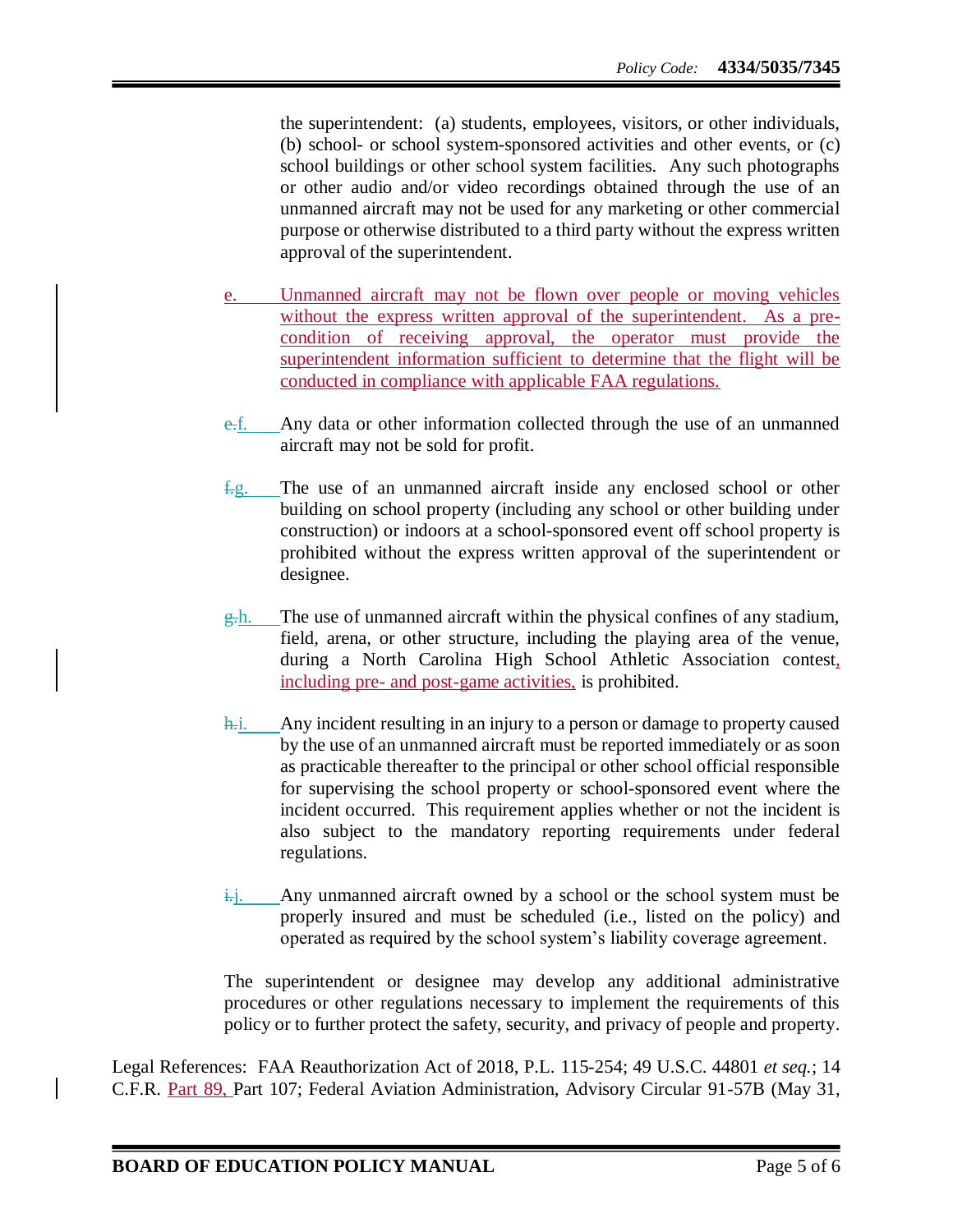the superintendent: (a) students, employees, visitors, or other individuals, (b) school- or school system-sponsored activities and other events, or (c) school buildings or other school system facilities. Any such photographs or other audio and/or video recordings obtained through the use of an unmanned aircraft may not be used for any marketing or other commercial purpose or otherwise distributed to a third party without the express written approval of the superintendent.

e. Unmanned aircraft may not be flown over people or moving vehicles without the express written approval of the superintendent. As a pre-condition of receiving approval, the operator must provide the superintendent information sufficient to determine that the flight will be conducted in compliance with applicable FAA regulations.

~~e.~~f. Any data or other information collected through the use of an unmanned aircraft may not be sold for profit.

~~f.~~g. The use of an unmanned aircraft inside any enclosed school or other building on school property (including any school or other building under construction) or indoors at a school-sponsored event off school property is prohibited without the express written approval of the superintendent or designee.

~~g.~~h. The use of unmanned aircraft within the physical confines of any stadium, field, arena, or other structure, including the playing area of the venue, during a North Carolina High School Athletic Association contest, including pre- and post-game activities, is prohibited.

~~h.~~i. Any incident resulting in an injury to a person or damage to property caused by the use of an unmanned aircraft must be reported immediately or as soon as practicable thereafter to the principal or other school official responsible for supervising the school property or school-sponsored event where the incident occurred. This requirement applies whether or not the incident is also subject to the mandatory reporting requirements under federal regulations.

~~i.~~j. Any unmanned aircraft owned by a school or the school system must be properly insured and must be scheduled (i.e., listed on the policy) and operated as required by the school system's liability coverage agreement.

The superintendent or designee may develop any additional administrative procedures or other regulations necessary to implement the requirements of this policy or to further protect the safety, security, and privacy of people and property.

Legal References: FAA Reauthorization Act of 2018, P.L. 115-254; 49 U.S.C. 44801 *et seq.*; 14 C.F.R. Part 89, Part 107; Federal Aviation Administration, Advisory Circular 91-57B (May 31,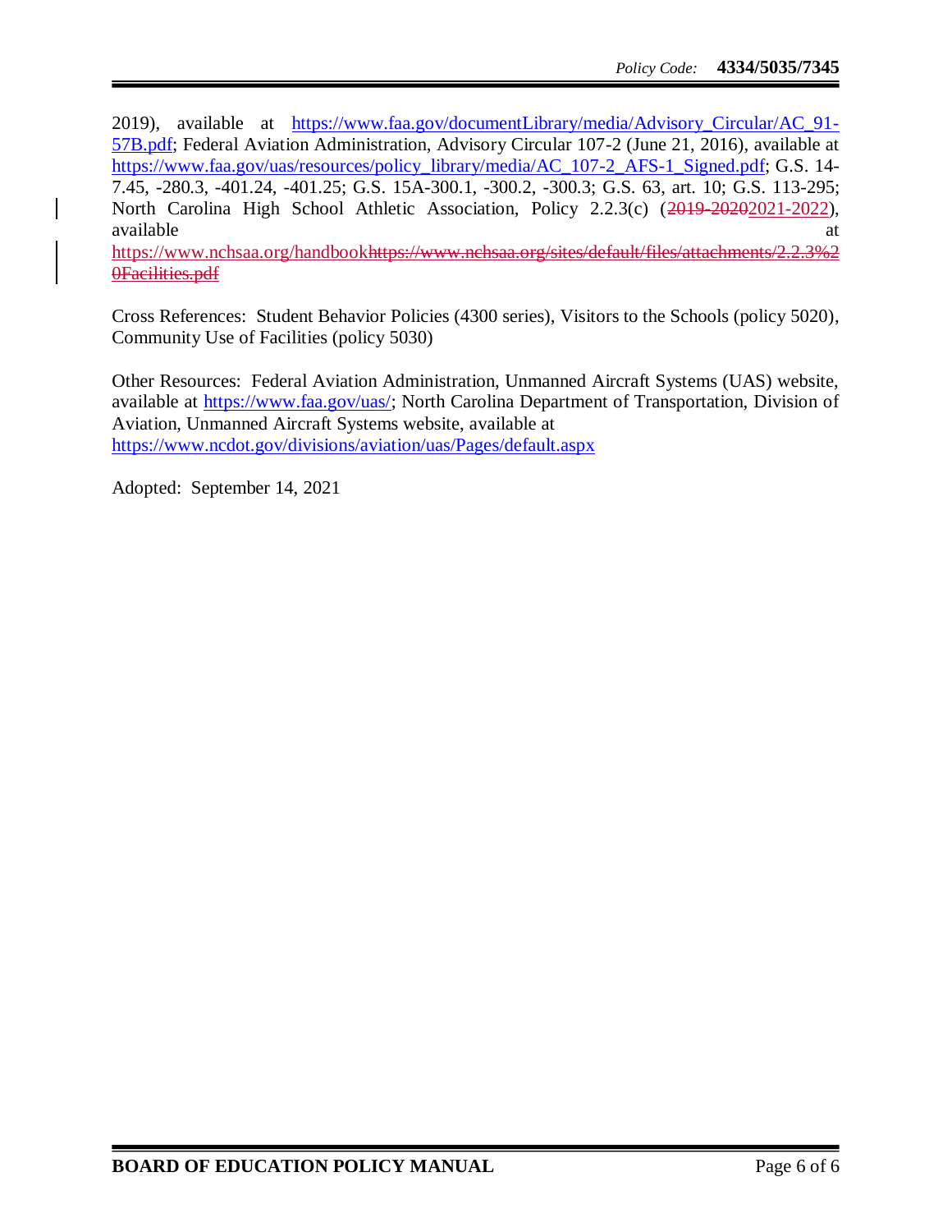2019), available at https://www.faa.gov/documentLibrary/media/Advisory_Circular/AC_91-57B.pdf; Federal Aviation Administration, Advisory Circular 107-2 (June 21, 2016), available at https://www.faa.gov/uas/resources/policy_library/media/AC_107-2_AFS-1_Signed.pdf; G.S. 14-7.45, -280.3, -401.24, -401.25; G.S. 15A-300.1, -300.2, -300.3; G.S. 63, art. 10; G.S. 113-295; North Carolina High School Athletic Association, Policy 2.2.3(c) (~~2019-2020~~2021-2022), available at https://www.nchsaa.org/handbook~~https://www.nchsaa.org/sites/default/files/attachments/2.2.3%20Facilities.pdf~~

Cross References: Student Behavior Policies (4300 series), Visitors to the Schools (policy 5020), Community Use of Facilities (policy 5030)

Other Resources: Federal Aviation Administration, Unmanned Aircraft Systems (UAS) website, available at https://www.faa.gov/uas/; North Carolina Department of Transportation, Division of Aviation, Unmanned Aircraft Systems website, available at https://www.ncdot.gov/divisions/aviation/uas/Pages/default.aspx

Adopted: September 14, 2021